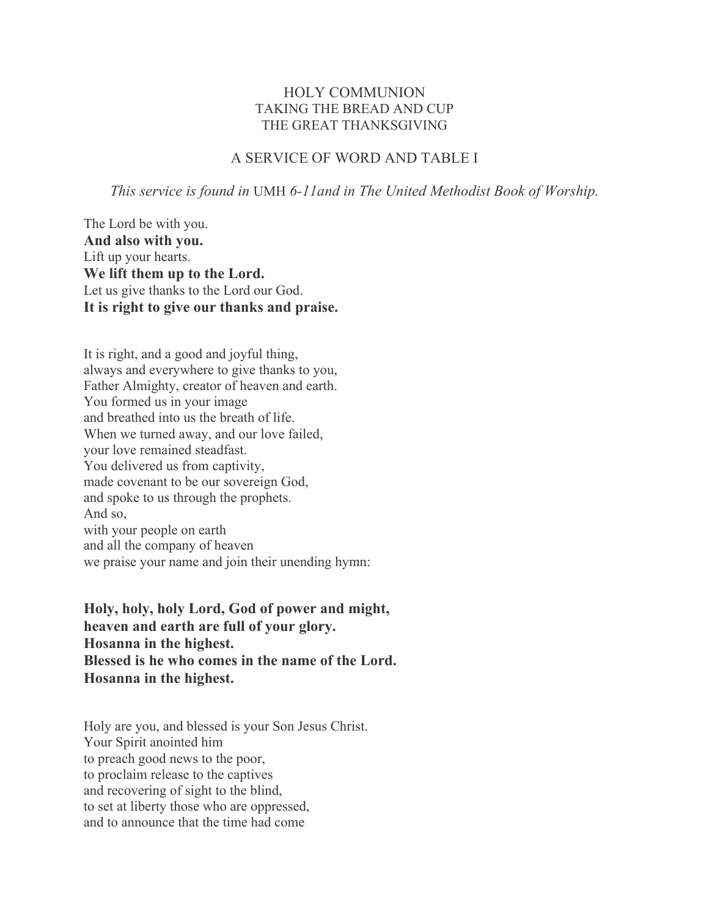# HOLY COMMUNION
## TAKING THE BREAD AND CUP
## THE GREAT THANKSGIVING

## A SERVICE OF WORD AND TABLE I

*This service is found in* UMH *6-11and in The United Methodist Book of Worship.*

The Lord be with you.
**And also with you.**
Lift up your hearts.
**We lift them up to the Lord.**
Let us give thanks to the Lord our God.
**It is right to give our thanks and praise.**

It is right, and a good and joyful thing,
always and everywhere to give thanks to you,
Father Almighty, creator of heaven and earth.
You formed us in your image
and breathed into us the breath of life.
When we turned away, and our love failed,
your love remained steadfast.
You delivered us from captivity,
made covenant to be our sovereign God,
and spoke to us through the prophets.
And so,
with your people on earth
and all the company of heaven
we praise your name and join their unending hymn:

**Holy, holy, holy Lord, God of power and might,**
**heaven and earth are full of your glory.**
**Hosanna in the highest.**
**Blessed is he who comes in the name of the Lord.**
**Hosanna in the highest.**

Holy are you, and blessed is your Son Jesus Christ.
Your Spirit anointed him
to preach good news to the poor,
to proclaim release to the captives
and recovering of sight to the blind,
to set at liberty those who are oppressed,
and to announce that the time had come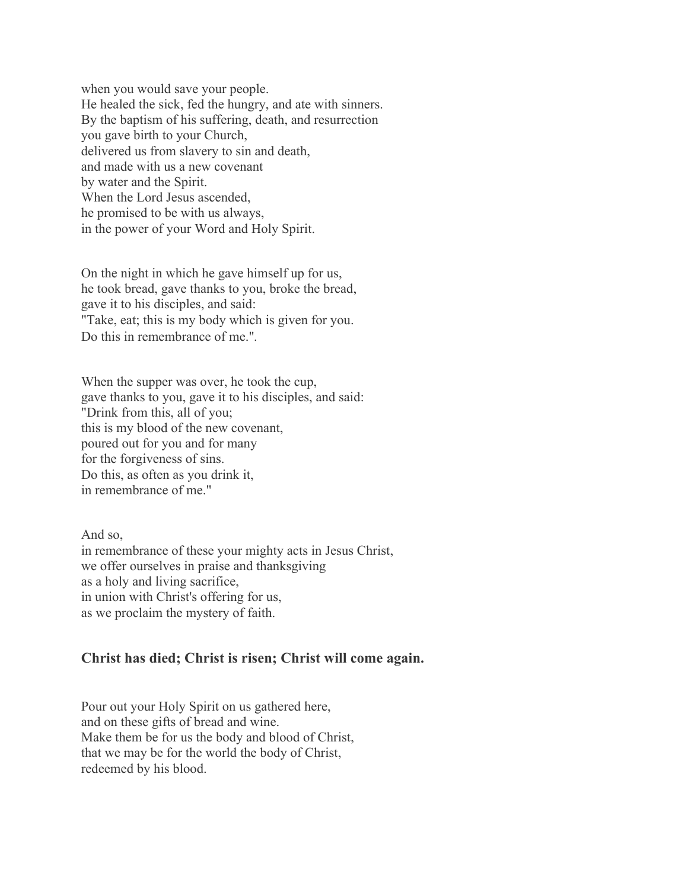when you would save your people.
He healed the sick, fed the hungry, and ate with sinners.
By the baptism of his suffering, death, and resurrection
you gave birth to your Church,
delivered us from slavery to sin and death,
and made with us a new covenant
by water and the Spirit.
When the Lord Jesus ascended,
he promised to be with us always,
in the power of your Word and Holy Spirit.

On the night in which he gave himself up for us,
he took bread, gave thanks to you, broke the bread,
gave it to his disciples, and said:
"Take, eat; this is my body which is given for you.
Do this in remembrance of me.".

When the supper was over, he took the cup,
gave thanks to you, gave it to his disciples, and said:
"Drink from this, all of you;
this is my blood of the new covenant,
poured out for you and for many
for the forgiveness of sins.
Do this, as often as you drink it,
in remembrance of me."

And so,
in remembrance of these your mighty acts in Jesus Christ,
we offer ourselves in praise and thanksgiving
as a holy and living sacrifice,
in union with Christ's offering for us,
as we proclaim the mystery of faith.

**Christ has died; Christ is risen; Christ will come again.**

Pour out your Holy Spirit on us gathered here,
and on these gifts of bread and wine.
Make them be for us the body and blood of Christ,
that we may be for the world the body of Christ,
redeemed by his blood.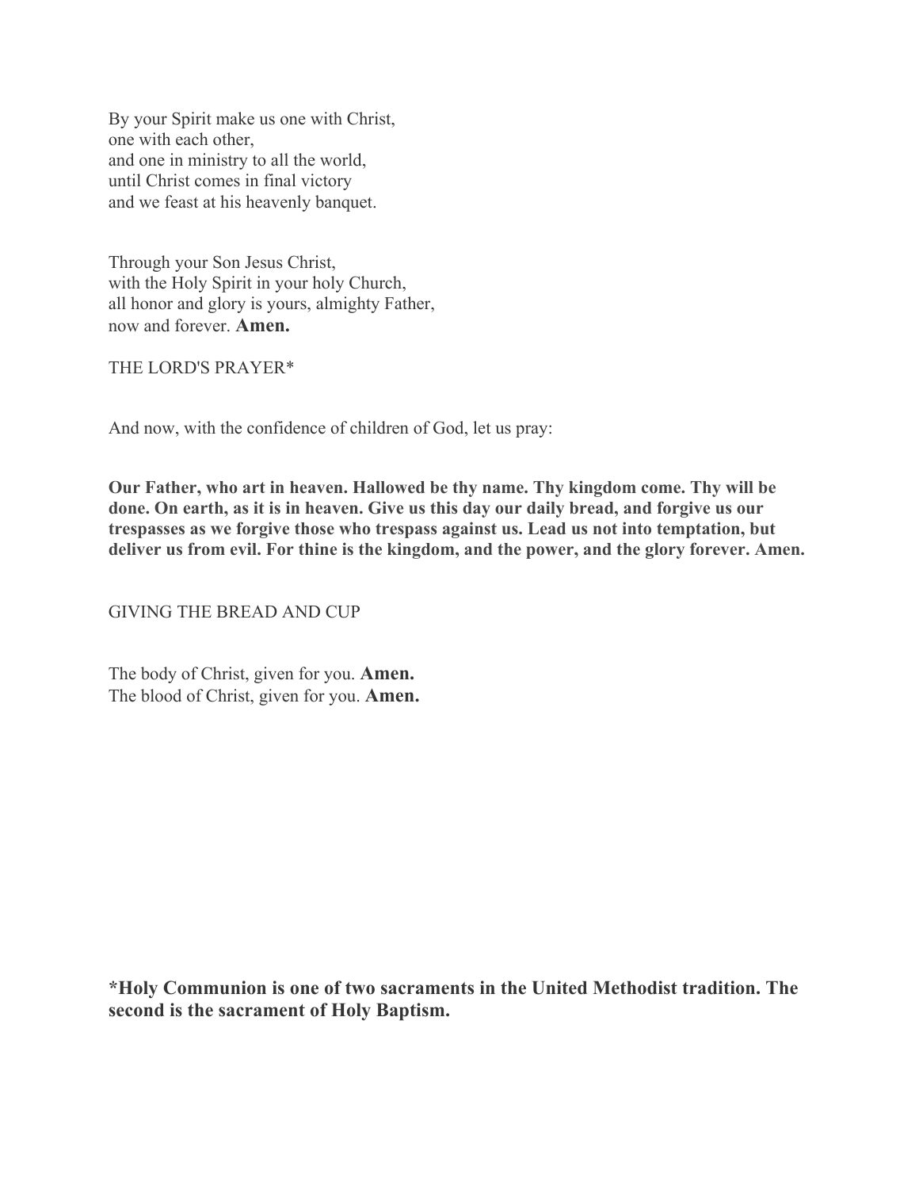By your Spirit make us one with Christ,
one with each other,
and one in ministry to all the world,
until Christ comes in final victory
and we feast at his heavenly banquet.

Through your Son Jesus Christ,
with the Holy Spirit in your holy Church,
all honor and glory is yours, almighty Father,
now and forever. **Amen.**

THE LORD'S PRAYER*

And now, with the confidence of children of God, let us pray:

**Our Father, who art in heaven. Hallowed be thy name. Thy kingdom come. Thy will be done. On earth, as it is in heaven. Give us this day our daily bread, and forgive us our trespasses as we forgive those who trespass against us. Lead us not into temptation, but deliver us from evil. For thine is the kingdom, and the power, and the glory forever. Amen.**

GIVING THE BREAD AND CUP

The body of Christ, given for you. **Amen.**
The blood of Christ, given for you. **Amen.**

***Holy Communion is one of two sacraments in the United Methodist tradition. The second is the sacrament of Holy Baptism.**